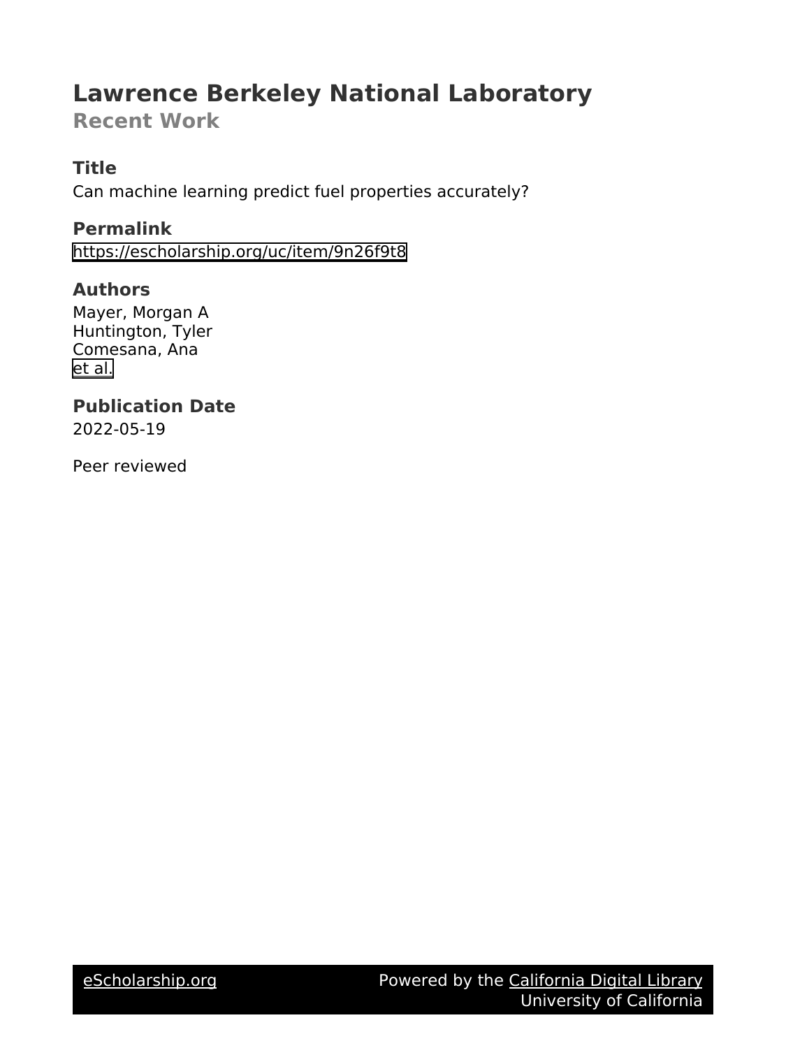# Lawrence Berkeley National Laboratory

## Recent Work

### Title

Can machine learning predict fuel properties accurately?

### Permalink

https://escholarship.org/uc/item/9n26f9t8

### Authors

Mayer, Morgan A
Huntington, Tyler
Comesana, Ana
et al.

### Publication Date

2022-05-19

Peer reviewed

eScholarship.org Powered by the California Digital Library University of California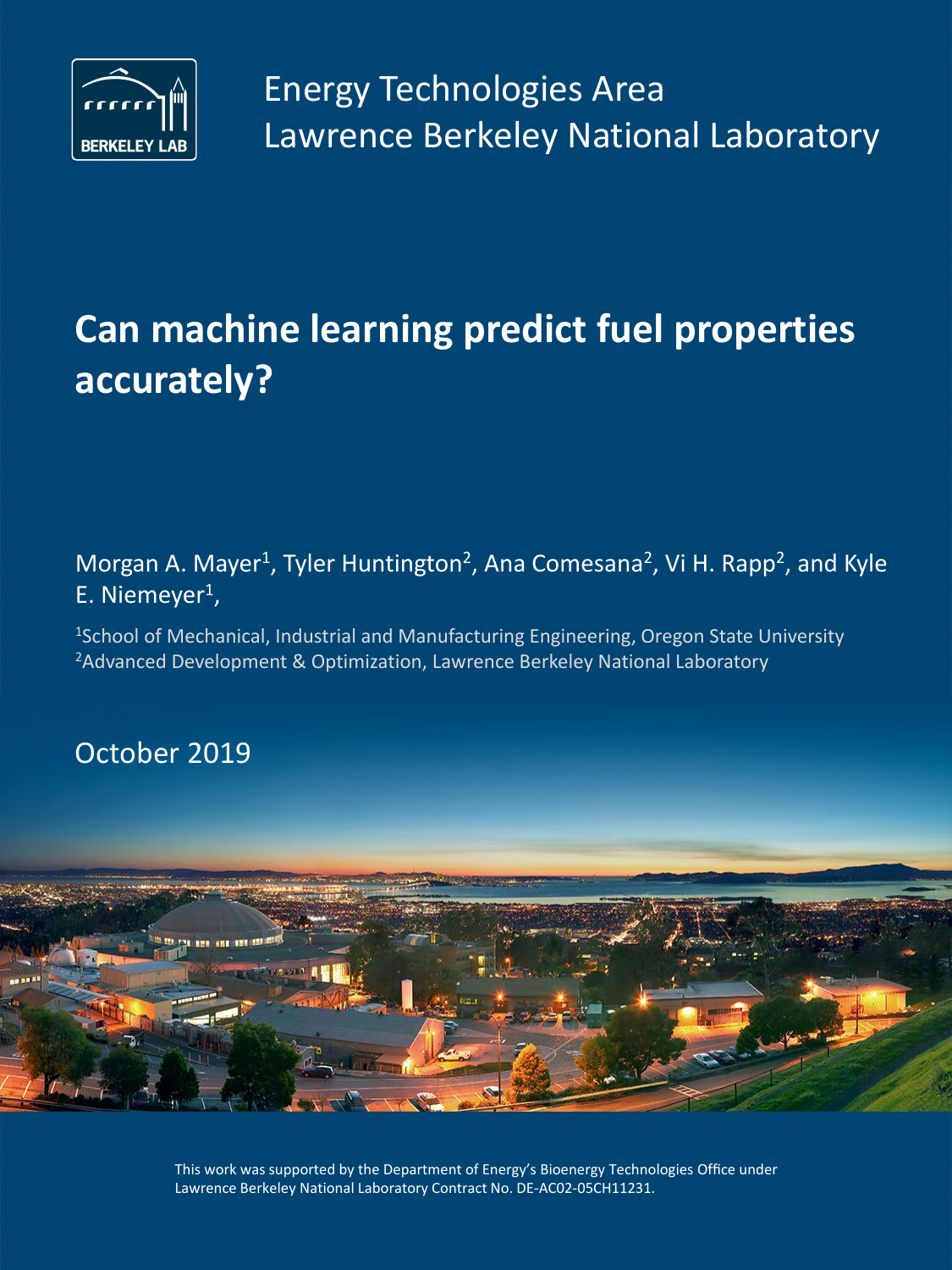Energy Technologies Area
Lawrence Berkeley National Laboratory

# Can machine learning predict fuel properties accurately?

Morgan A. Mayer[1], Tyler Huntington[2], Ana Comesana[2], Vi H. Rapp[2], and Kyle E. Niemeyer[1],

[1]School of Mechanical, Industrial and Manufacturing Engineering, Oregon State University
[2]Advanced Development & Optimization, Lawrence Berkeley National Laboratory

October 2019

This work was supported by the Department of Energy's Bioenergy Technologies Office under Lawrence Berkeley National Laboratory Contract No. DE-AC02-05CH11231.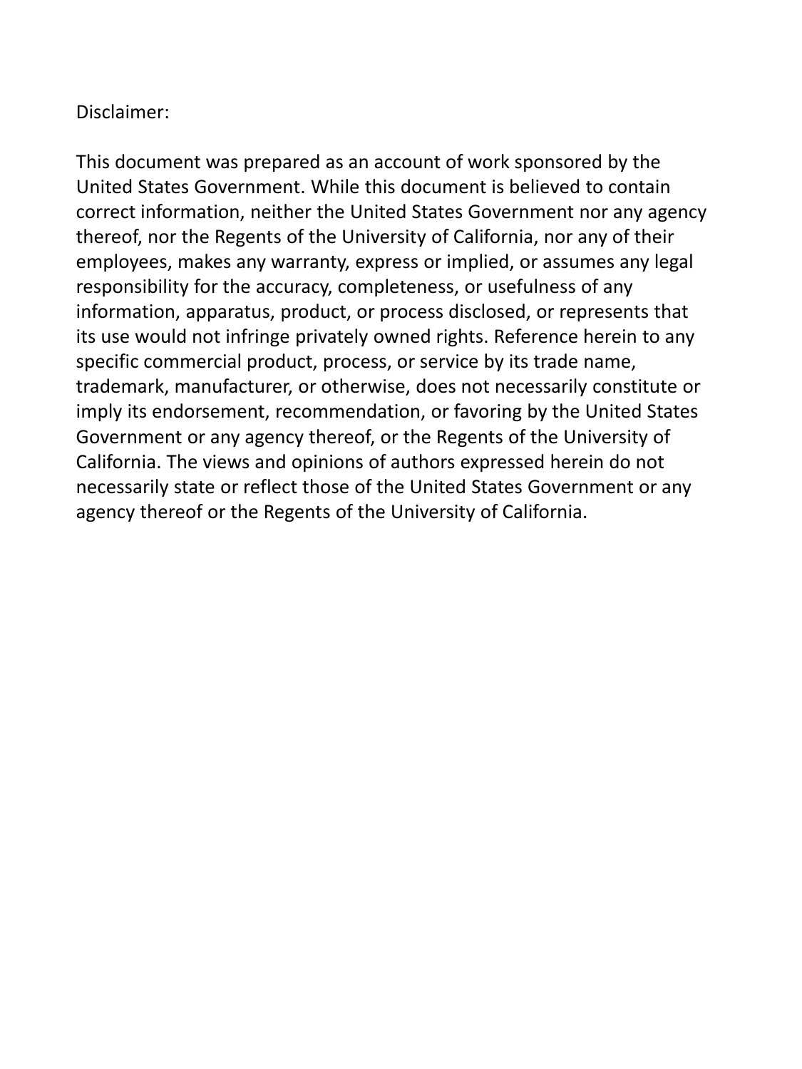Disclaimer:

This document was prepared as an account of work sponsored by the United States Government. While this document is believed to contain correct information, neither the United States Government nor any agency thereof, nor the Regents of the University of California, nor any of their employees, makes any warranty, express or implied, or assumes any legal responsibility for the accuracy, completeness, or usefulness of any information, apparatus, product, or process disclosed, or represents that its use would not infringe privately owned rights. Reference herein to any specific commercial product, process, or service by its trade name, trademark, manufacturer, or otherwise, does not necessarily constitute or imply its endorsement, recommendation, or favoring by the United States Government or any agency thereof, or the Regents of the University of California. The views and opinions of authors expressed herein do not necessarily state or reflect those of the United States Government or any agency thereof or the Regents of the University of California.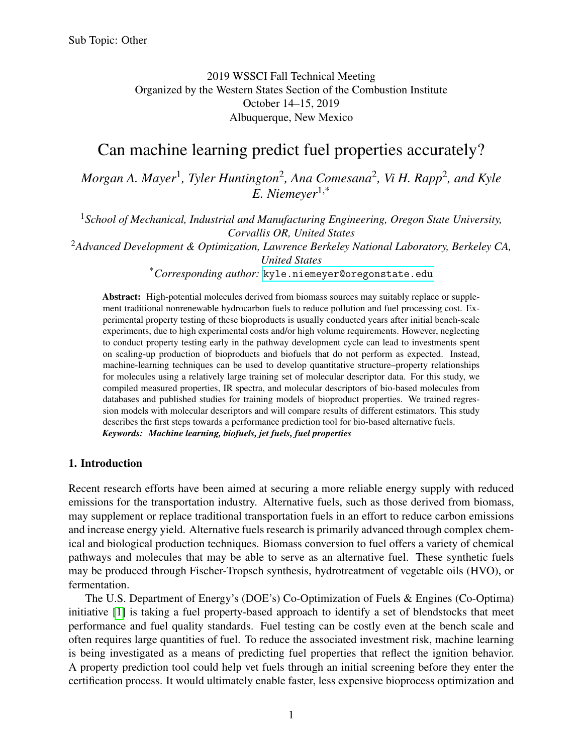Sub Topic: Other

2019 WSSCI Fall Technical Meeting
Organized by the Western States Section of the Combustion Institute
October 14–15, 2019
Albuquerque, New Mexico

# Can machine learning predict fuel properties accurately?

*Morgan A. Mayer[1], Tyler Huntington[2], Ana Comesana[2], Vi H. Rapp[2], and Kyle E. Niemeyer[1,*]*

[1]*School of Mechanical, Industrial and Manufacturing Engineering, Oregon State University, Corvallis OR, United States*

[2]*Advanced Development & Optimization, Lawrence Berkeley National Laboratory, Berkeley CA, United States*

[*]*Corresponding author:* kyle.niemeyer@oregonstate.edu

**Abstract:** High-potential molecules derived from biomass sources may suitably replace or supplement traditional nonrenewable hydrocarbon fuels to reduce pollution and fuel processing cost. Experimental property testing of these bioproducts is usually conducted years after initial bench-scale experiments, due to high experimental costs and/or high volume requirements. However, neglecting to conduct property testing early in the pathway development cycle can lead to investments spent on scaling-up production of bioproducts and biofuels that do not perform as expected. Instead, machine-learning techniques can be used to develop quantitative structure–property relationships for molecules using a relatively large training set of molecular descriptor data. For this study, we compiled measured properties, IR spectra, and molecular descriptors of bio-based molecules from databases and published studies for training models of bioproduct properties. We trained regression models with molecular descriptors and will compare results of different estimators. This study describes the first steps towards a performance prediction tool for bio-based alternative fuels.

***Keywords: Machine learning, biofuels, jet fuels, fuel properties***

## 1. Introduction

Recent research efforts have been aimed at securing a more reliable energy supply with reduced emissions for the transportation industry. Alternative fuels, such as those derived from biomass, may supplement or replace traditional transportation fuels in an effort to reduce carbon emissions and increase energy yield. Alternative fuels research is primarily advanced through complex chemical and biological production techniques. Biomass conversion to fuel offers a variety of chemical pathways and molecules that may be able to serve as an alternative fuel. These synthetic fuels may be produced through Fischer-Tropsch synthesis, hydrotreatment of vegetable oils (HVO), or fermentation.

The U.S. Department of Energy's (DOE's) Co-Optimization of Fuels & Engines (Co-Optima) initiative [1] is taking a fuel property-based approach to identify a set of blendstocks that meet performance and fuel quality standards. Fuel testing can be costly even at the bench scale and often requires large quantities of fuel. To reduce the associated investment risk, machine learning is being investigated as a means of predicting fuel properties that reflect the ignition behavior. A property prediction tool could help vet fuels through an initial screening before they enter the certification process. It would ultimately enable faster, less expensive bioprocess optimization and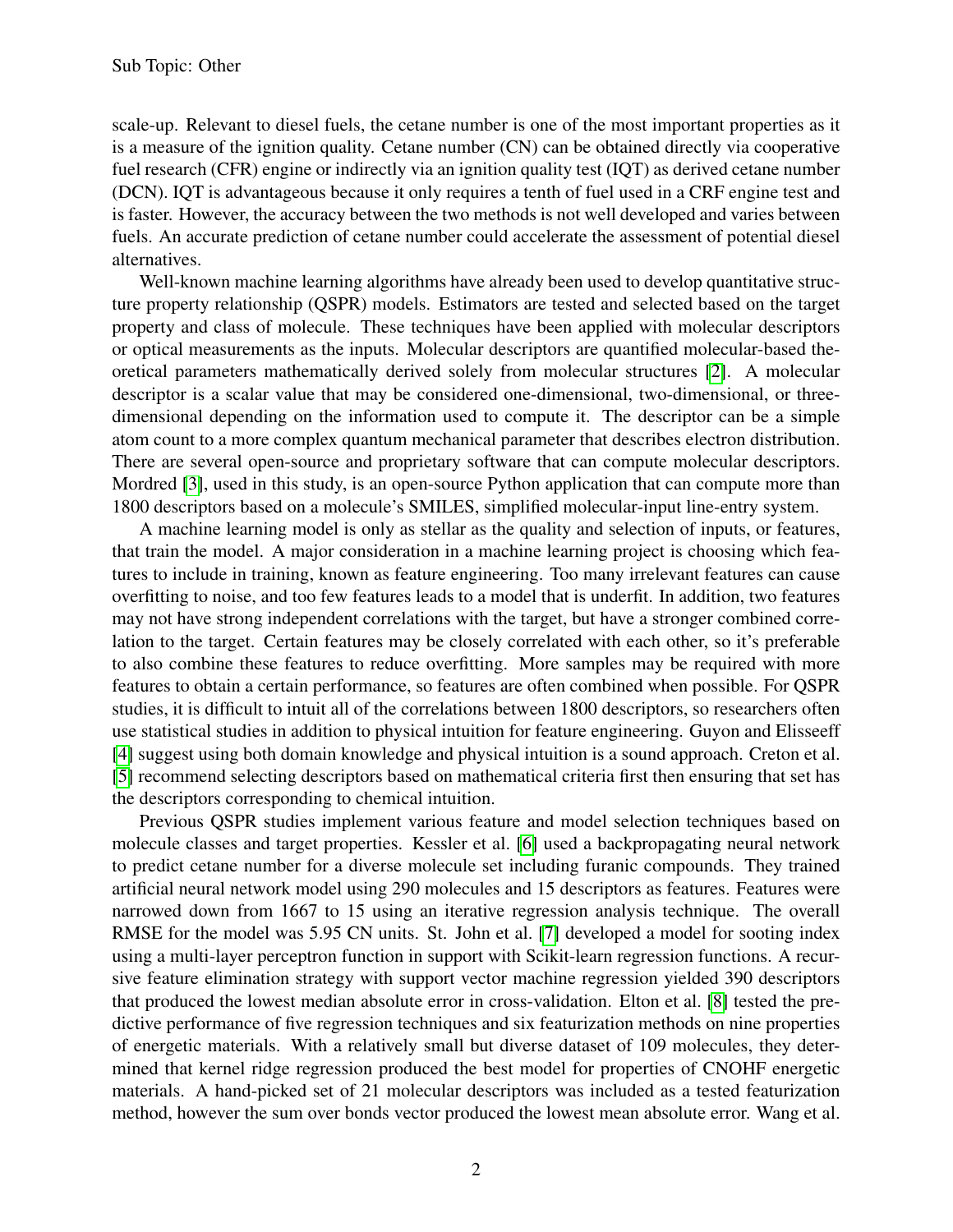scale-up. Relevant to diesel fuels, the cetane number is one of the most important properties as it is a measure of the ignition quality. Cetane number (CN) can be obtained directly via cooperative fuel research (CFR) engine or indirectly via an ignition quality test (IQT) as derived cetane number (DCN). IQT is advantageous because it only requires a tenth of fuel used in a CRF engine test and is faster. However, the accuracy between the two methods is not well developed and varies between fuels. An accurate prediction of cetane number could accelerate the assessment of potential diesel alternatives.

Well-known machine learning algorithms have already been used to develop quantitative structure property relationship (QSPR) models. Estimators are tested and selected based on the target property and class of molecule. These techniques have been applied with molecular descriptors or optical measurements as the inputs. Molecular descriptors are quantified molecular-based theoretical parameters mathematically derived solely from molecular structures [2]. A molecular descriptor is a scalar value that may be considered one-dimensional, two-dimensional, or three-dimensional depending on the information used to compute it. The descriptor can be a simple atom count to a more complex quantum mechanical parameter that describes electron distribution. There are several open-source and proprietary software that can compute molecular descriptors. Mordred [3], used in this study, is an open-source Python application that can compute more than 1800 descriptors based on a molecule's SMILES, simplified molecular-input line-entry system.

A machine learning model is only as stellar as the quality and selection of inputs, or features, that train the model. A major consideration in a machine learning project is choosing which features to include in training, known as feature engineering. Too many irrelevant features can cause overfitting to noise, and too few features leads to a model that is underfit. In addition, two features may not have strong independent correlations with the target, but have a stronger combined correlation to the target. Certain features may be closely correlated with each other, so it's preferable to also combine these features to reduce overfitting. More samples may be required with more features to obtain a certain performance, so features are often combined when possible. For QSPR studies, it is difficult to intuit all of the correlations between 1800 descriptors, so researchers often use statistical studies in addition to physical intuition for feature engineering. Guyon and Elisseeff [4] suggest using both domain knowledge and physical intuition is a sound approach. Creton et al. [5] recommend selecting descriptors based on mathematical criteria first then ensuring that set has the descriptors corresponding to chemical intuition.

Previous QSPR studies implement various feature and model selection techniques based on molecule classes and target properties. Kessler et al. [6] used a backpropagating neural network to predict cetane number for a diverse molecule set including furanic compounds. They trained artificial neural network model using 290 molecules and 15 descriptors as features. Features were narrowed down from 1667 to 15 using an iterative regression analysis technique. The overall RMSE for the model was 5.95 CN units. St. John et al. [7] developed a model for sooting index using a multi-layer perceptron function in support with Scikit-learn regression functions. A recursive feature elimination strategy with support vector machine regression yielded 390 descriptors that produced the lowest median absolute error in cross-validation. Elton et al. [8] tested the predictive performance of five regression techniques and six featurization methods on nine properties of energetic materials. With a relatively small but diverse dataset of 109 molecules, they determined that kernel ridge regression produced the best model for properties of CNOHF energetic materials. A hand-picked set of 21 molecular descriptors was included as a tested featurization method, however the sum over bonds vector produced the lowest mean absolute error. Wang et al.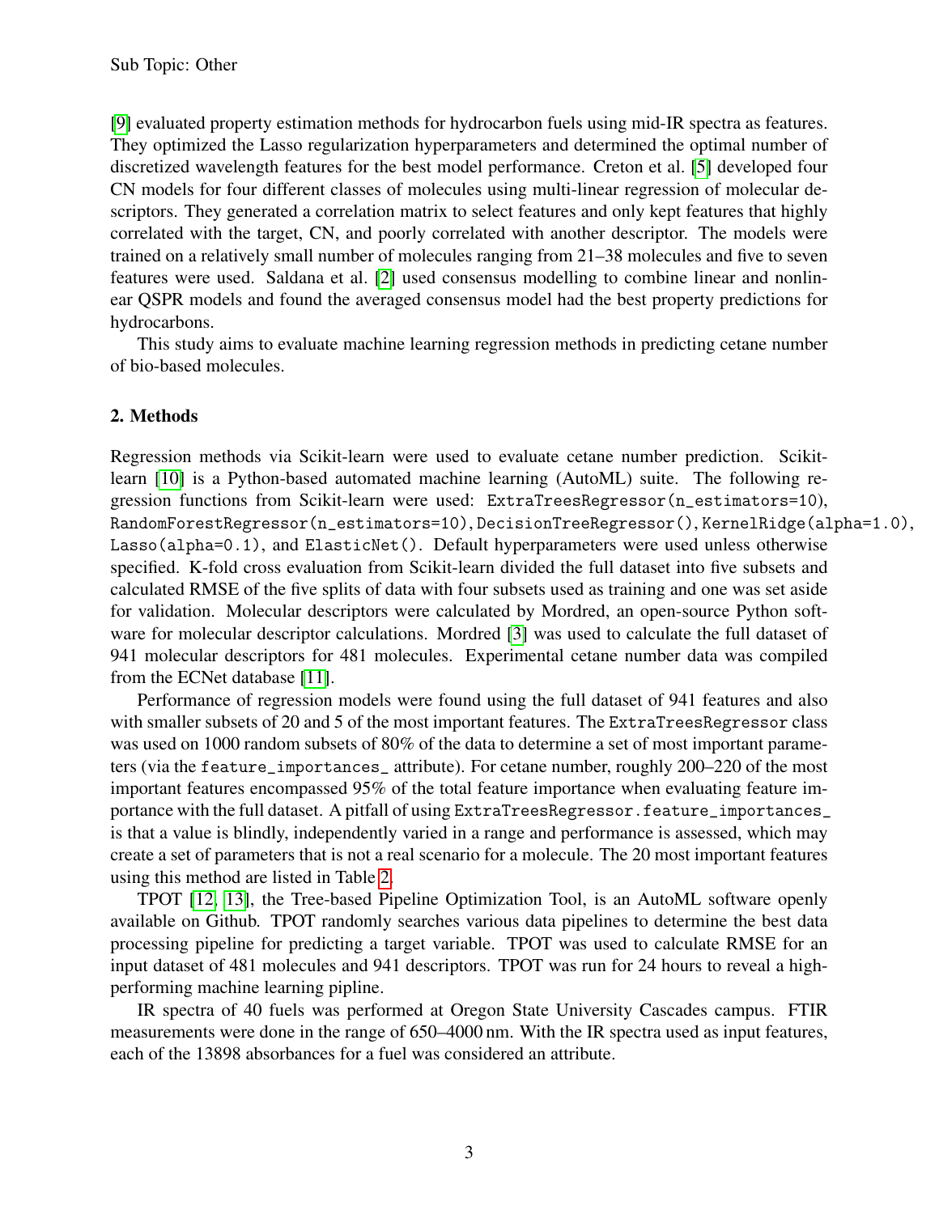[9] evaluated property estimation methods for hydrocarbon fuels using mid-IR spectra as features. They optimized the Lasso regularization hyperparameters and determined the optimal number of discretized wavelength features for the best model performance. Creton et al. [5] developed four CN models for four different classes of molecules using multi-linear regression of molecular descriptors. They generated a correlation matrix to select features and only kept features that highly correlated with the target, CN, and poorly correlated with another descriptor. The models were trained on a relatively small number of molecules ranging from 21–38 molecules and five to seven features were used. Saldana et al. [2] used consensus modelling to combine linear and nonlinear QSPR models and found the averaged consensus model had the best property predictions for hydrocarbons.

This study aims to evaluate machine learning regression methods in predicting cetane number of bio-based molecules.

## 2. Methods

Regression methods via Scikit-learn were used to evaluate cetane number prediction. Scikit-learn [10] is a Python-based automated machine learning (AutoML) suite. The following regression functions from Scikit-learn were used: `ExtraTreesRegressor(n_estimators=10)`, `RandomForestRegressor(n_estimators=10)`, `DecisionTreeRegressor()`, `KernelRidge(alpha=1.0)`, `Lasso(alpha=0.1)`, and `ElasticNet()`. Default hyperparameters were used unless otherwise specified. K-fold cross evaluation from Scikit-learn divided the full dataset into five subsets and calculated RMSE of the five splits of data with four subsets used as training and one was set aside for validation. Molecular descriptors were calculated by Mordred, an open-source Python software for molecular descriptor calculations. Mordred [3] was used to calculate the full dataset of 941 molecular descriptors for 481 molecules. Experimental cetane number data was compiled from the ECNet database [11].

Performance of regression models were found using the full dataset of 941 features and also with smaller subsets of 20 and 5 of the most important features. The `ExtraTreesRegressor` class was used on 1000 random subsets of 80% of the data to determine a set of most important parameters (via the `feature_importances_` attribute). For cetane number, roughly 200–220 of the most important features encompassed 95% of the total feature importance when evaluating feature importance with the full dataset. A pitfall of using `ExtraTreesRegressor.feature_importances_` is that a value is blindly, independently varied in a range and performance is assessed, which may create a set of parameters that is not a real scenario for a molecule. The 20 most important features using this method are listed in Table 2.

TPOT [12, 13], the Tree-based Pipeline Optimization Tool, is an AutoML software openly available on Github. TPOT randomly searches various data pipelines to determine the best data processing pipeline for predicting a target variable. TPOT was used to calculate RMSE for an input dataset of 481 molecules and 941 descriptors. TPOT was run for 24 hours to reveal a high-performing machine learning pipline.

IR spectra of 40 fuels was performed at Oregon State University Cascades campus. FTIR measurements were done in the range of 650–4000 nm. With the IR spectra used as input features, each of the 13898 absorbances for a fuel was considered an attribute.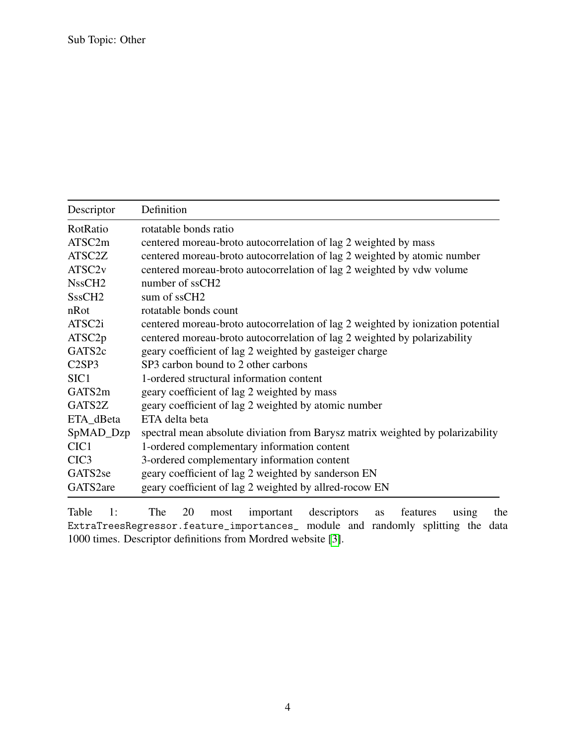Sub Topic: Other

| Descriptor | Definition |
|---|---|
| RotRatio | rotatable bonds ratio |
| ATSC2m | centered moreau-broto autocorrelation of lag 2 weighted by mass |
| ATSC2Z | centered moreau-broto autocorrelation of lag 2 weighted by atomic number |
| ATSC2v | centered moreau-broto autocorrelation of lag 2 weighted by vdw volume |
| NssCH2 | number of ssCH2 |
| SssCH2 | sum of ssCH2 |
| nRot | rotatable bonds count |
| ATSC2i | centered moreau-broto autocorrelation of lag 2 weighted by ionization potential |
| ATSC2p | centered moreau-broto autocorrelation of lag 2 weighted by polarizability |
| GATS2c | geary coefficient of lag 2 weighted by gasteiger charge |
| C2SP3 | SP3 carbon bound to 2 other carbons |
| SIC1 | 1-ordered structural information content |
| GATS2m | geary coefficient of lag 2 weighted by mass |
| GATS2Z | geary coefficient of lag 2 weighted by atomic number |
| ETA_dBeta | ETA delta beta |
| SpMAD_Dzp | spectral mean absolute diviation from Barysz matrix weighted by polarizability |
| CIC1 | 1-ordered complementary information content |
| CIC3 | 3-ordered complementary information content |
| GATS2se | geary coefficient of lag 2 weighted by sanderson EN |
| GATS2are | geary coefficient of lag 2 weighted by allred-rocow EN |

Table 1: The 20 most important descriptors as features using the `ExtraTreesRegressor.feature_importances_` module and randomly splitting the data 1000 times. Descriptor definitions from Mordred website [3].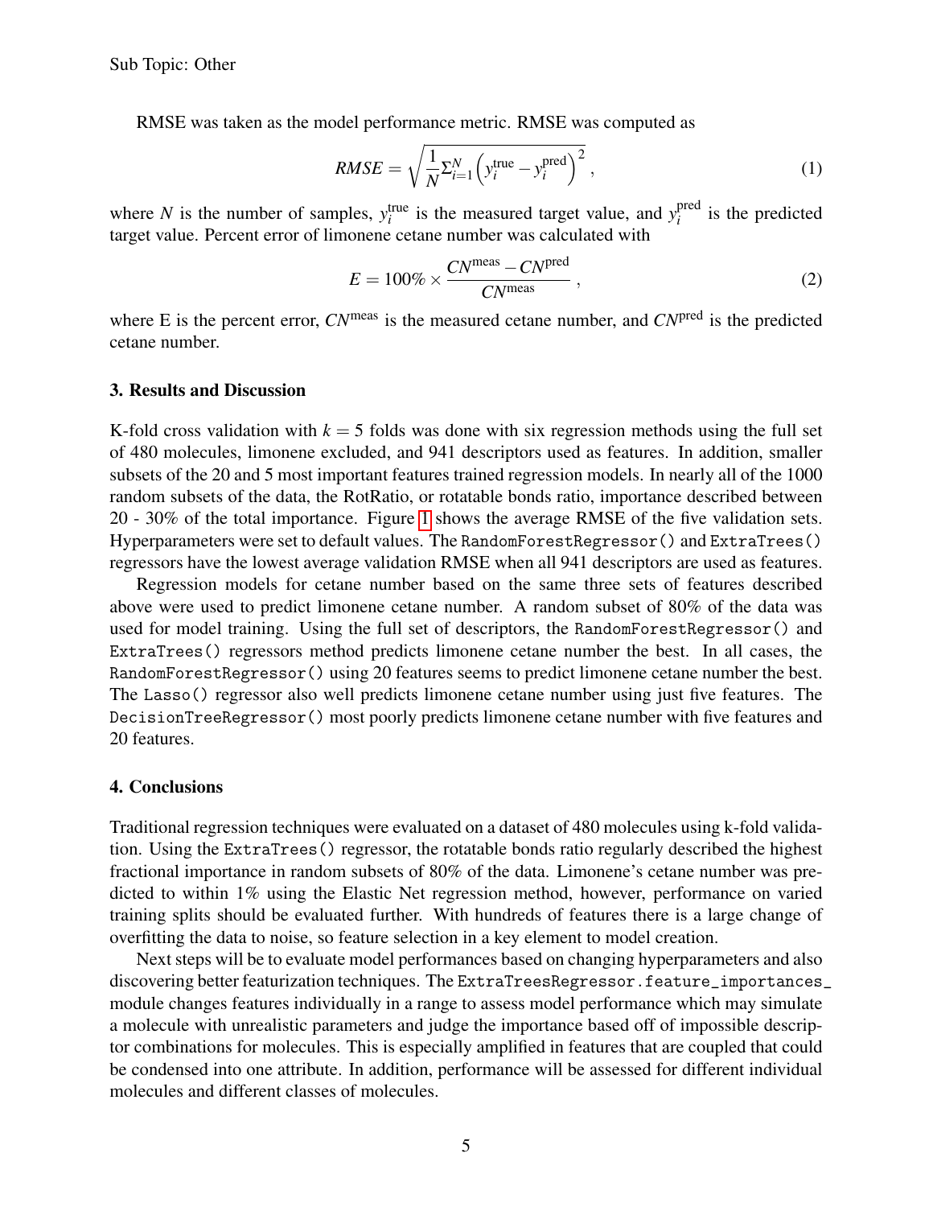Sub Topic: Other

RMSE was taken as the model performance metric. RMSE was computed as

$$RMSE = \sqrt{\frac{1}{N}\Sigma_{i=1}^{N}\left(y_i^{\text{true}} - y_i^{\text{pred}}\right)^2}\,, \tag{1}$$

where $N$ is the number of samples, $y_i^{\text{true}}$ is the measured target value, and $y_i^{\text{pred}}$ is the predicted target value. Percent error of limonene cetane number was calculated with

$$E = 100\% \times \frac{CN^{\text{meas}} - CN^{\text{pred}}}{CN^{\text{meas}}}\,, \tag{2}$$

where E is the percent error, $CN^{\text{meas}}$ is the measured cetane number, and $CN^{\text{pred}}$ is the predicted cetane number.

### 3. Results and Discussion

K-fold cross validation with $k = 5$ folds was done with six regression methods using the full set of 480 molecules, limonene excluded, and 941 descriptors used as features. In addition, smaller subsets of the 20 and 5 most important features trained regression models. In nearly all of the 1000 random subsets of the data, the RotRatio, or rotatable bonds ratio, importance described between 20 - 30% of the total importance. Figure 1 shows the average RMSE of the five validation sets. Hyperparameters were set to default values. The `RandomForestRegressor()` and `ExtraTrees()` regressors have the lowest average validation RMSE when all 941 descriptors are used as features.

Regression models for cetane number based on the same three sets of features described above were used to predict limonene cetane number. A random subset of 80% of the data was used for model training. Using the full set of descriptors, the `RandomForestRegressor()` and `ExtraTrees()` regressors method predicts limonene cetane number the best. In all cases, the `RandomForestRegressor()` using 20 features seems to predict limonene cetane number the best. The `Lasso()` regressor also well predicts limonene cetane number using just five features. The `DecisionTreeRegressor()` most poorly predicts limonene cetane number with five features and 20 features.

### 4. Conclusions

Traditional regression techniques were evaluated on a dataset of 480 molecules using k-fold validation. Using the `ExtraTrees()` regressor, the rotatable bonds ratio regularly described the highest fractional importance in random subsets of 80% of the data. Limonene's cetane number was predicted to within 1% using the Elastic Net regression method, however, performance on varied training splits should be evaluated further. With hundreds of features there is a large change of overfitting the data to noise, so feature selection in a key element to model creation.

Next steps will be to evaluate model performances based on changing hyperparameters and also discovering better featurization techniques. The `ExtraTreesRegressor.feature_importances_` module changes features individually in a range to assess model performance which may simulate a molecule with unrealistic parameters and judge the importance based off of impossible descriptor combinations for molecules. This is especially amplified in features that are coupled that could be condensed into one attribute. In addition, performance will be assessed for different individual molecules and different classes of molecules.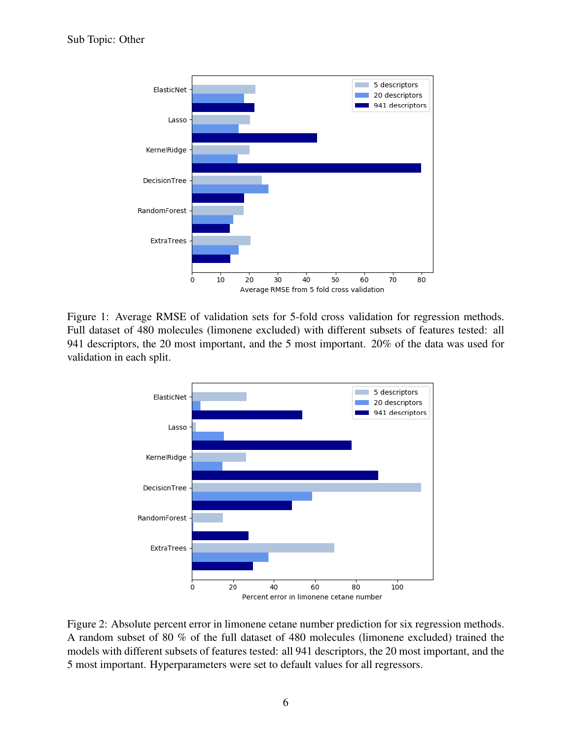Sub Topic: Other

Figure 1: Average RMSE of validation sets for 5-fold cross validation for regression methods. Full dataset of 480 molecules (limonene excluded) with different subsets of features tested: all 941 descriptors, the 20 most important, and the 5 most important. 20% of the data was used for validation in each split.

Figure 2: Absolute percent error in limonene cetane number prediction for six regression methods. A random subset of 80 % of the full dataset of 480 molecules (limonene excluded) trained the models with different subsets of features tested: all 941 descriptors, the 20 most important, and the 5 most important. Hyperparameters were set to default values for all regressors.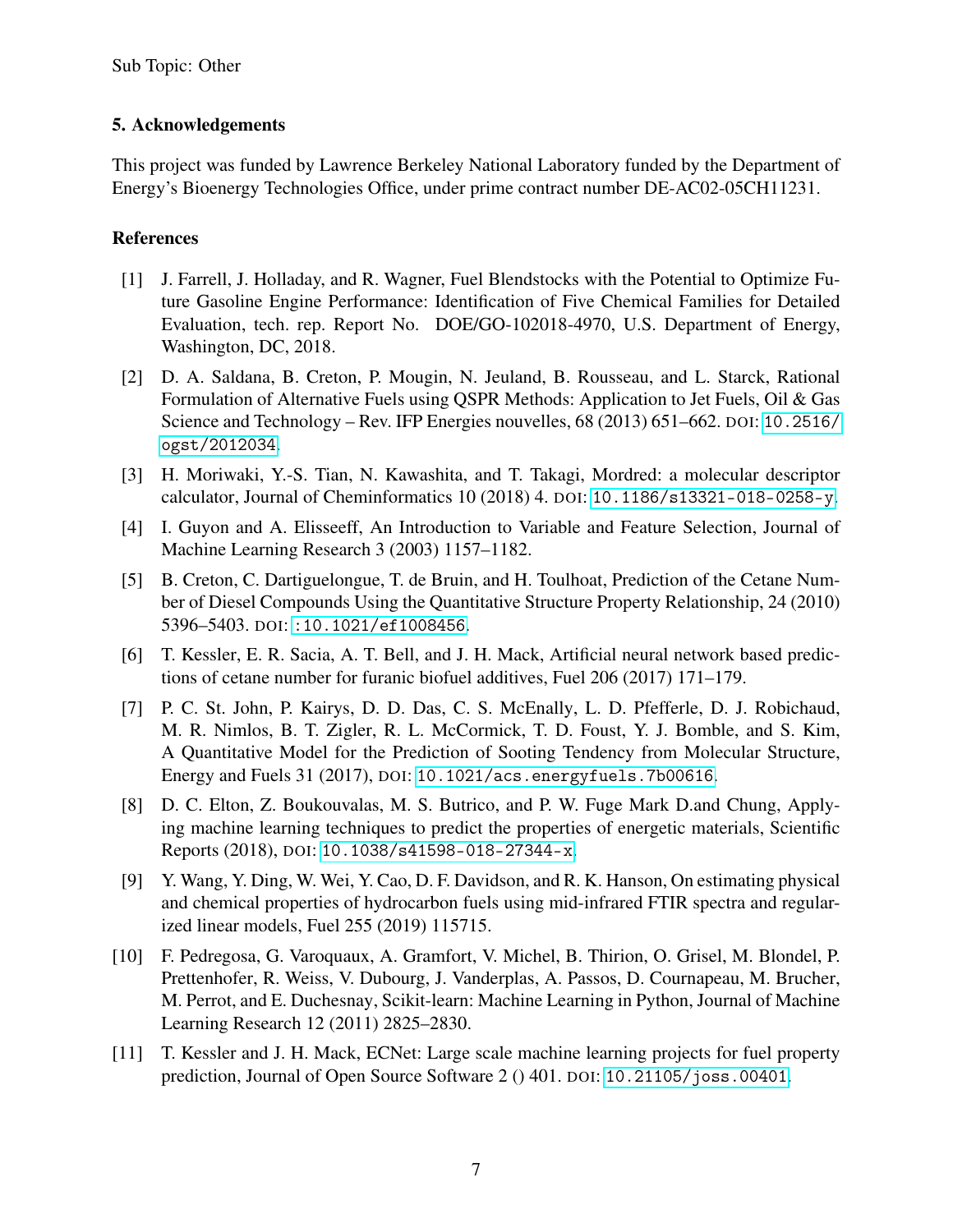Sub Topic: Other

### 5. Acknowledgements

This project was funded by Lawrence Berkeley National Laboratory funded by the Department of Energy's Bioenergy Technologies Office, under prime contract number DE-AC02-05CH11231.

### References

[1] J. Farrell, J. Holladay, and R. Wagner, Fuel Blendstocks with the Potential to Optimize Future Gasoline Engine Performance: Identification of Five Chemical Families for Detailed Evaluation, tech. rep. Report No. DOE/GO-102018-4970, U.S. Department of Energy, Washington, DC, 2018.

[2] D. A. Saldana, B. Creton, P. Mougin, N. Jeuland, B. Rousseau, and L. Starck, Rational Formulation of Alternative Fuels using QSPR Methods: Application to Jet Fuels, Oil & Gas Science and Technology – Rev. IFP Energies nouvelles, 68 (2013) 651–662. DOI: 10.2516/ogst/2012034.

[3] H. Moriwaki, Y.-S. Tian, N. Kawashita, and T. Takagi, Mordred: a molecular descriptor calculator, Journal of Cheminformatics 10 (2018) 4. DOI: 10.1186/s13321-018-0258-y.

[4] I. Guyon and A. Elisseeff, An Introduction to Variable and Feature Selection, Journal of Machine Learning Research 3 (2003) 1157–1182.

[5] B. Creton, C. Dartiguelongue, T. de Bruin, and H. Toulhoat, Prediction of the Cetane Number of Diesel Compounds Using the Quantitative Structure Property Relationship, 24 (2010) 5396–5403. DOI: :10.1021/ef1008456.

[6] T. Kessler, E. R. Sacia, A. T. Bell, and J. H. Mack, Artificial neural network based predictions of cetane number for furanic biofuel additives, Fuel 206 (2017) 171–179.

[7] P. C. St. John, P. Kairys, D. D. Das, C. S. McEnally, L. D. Pfefferle, D. J. Robichaud, M. R. Nimlos, B. T. Zigler, R. L. McCormick, T. D. Foust, Y. J. Bomble, and S. Kim, A Quantitative Model for the Prediction of Sooting Tendency from Molecular Structure, Energy and Fuels 31 (2017), DOI: 10.1021/acs.energyfuels.7b00616.

[8] D. C. Elton, Z. Boukouvalas, M. S. Butrico, and P. W. Fuge Mark D.and Chung, Applying machine learning techniques to predict the properties of energetic materials, Scientific Reports (2018), DOI: 10.1038/s41598-018-27344-x.

[9] Y. Wang, Y. Ding, W. Wei, Y. Cao, D. F. Davidson, and R. K. Hanson, On estimating physical and chemical properties of hydrocarbon fuels using mid-infrared FTIR spectra and regularized linear models, Fuel 255 (2019) 115715.

[10] F. Pedregosa, G. Varoquaux, A. Gramfort, V. Michel, B. Thirion, O. Grisel, M. Blondel, P. Prettenhofer, R. Weiss, V. Dubourg, J. Vanderplas, A. Passos, D. Cournapeau, M. Brucher, M. Perrot, and E. Duchesnay, Scikit-learn: Machine Learning in Python, Journal of Machine Learning Research 12 (2011) 2825–2830.

[11] T. Kessler and J. H. Mack, ECNet: Large scale machine learning projects for fuel property prediction, Journal of Open Source Software 2 () 401. DOI: 10.21105/joss.00401.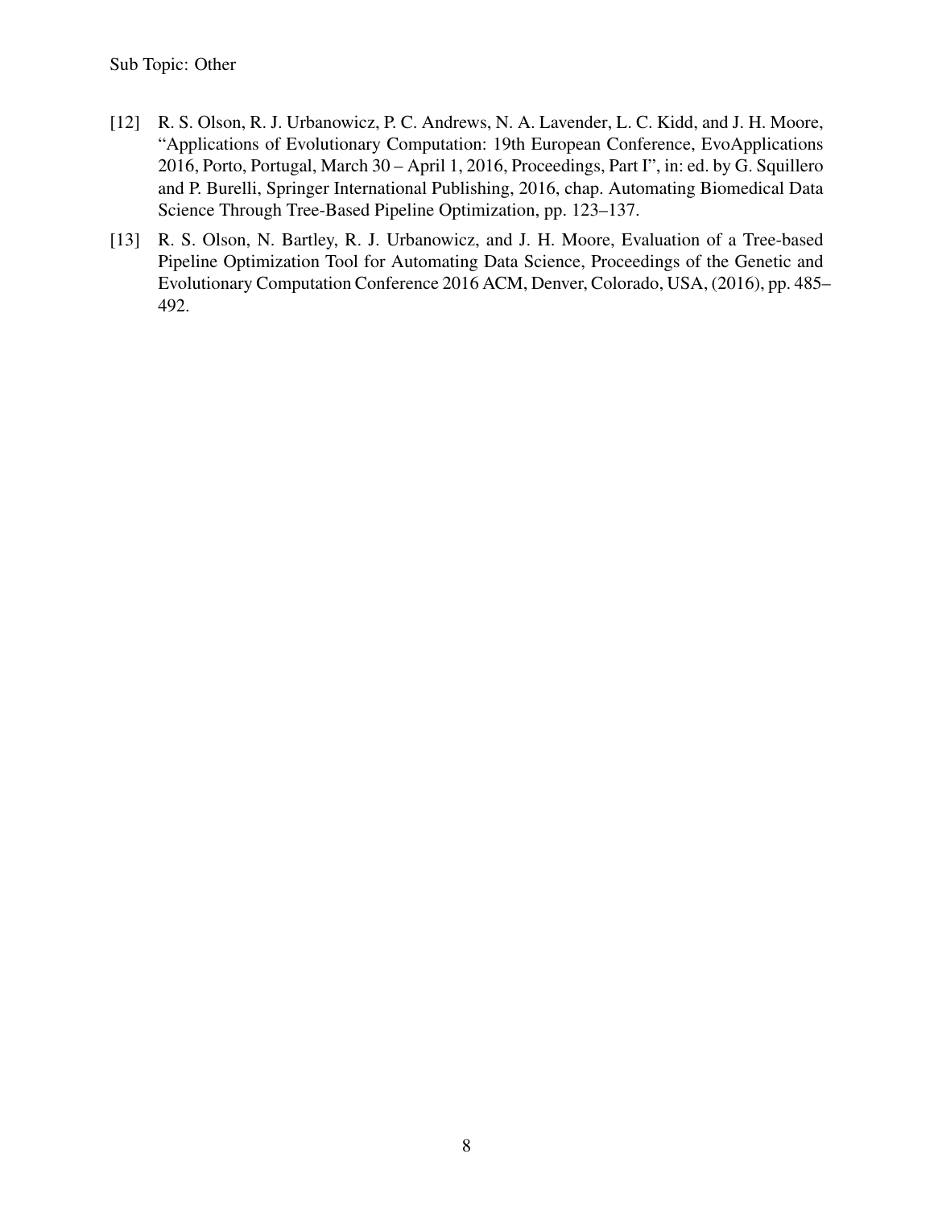Sub Topic: Other

[12] R. S. Olson, R. J. Urbanowicz, P. C. Andrews, N. A. Lavender, L. C. Kidd, and J. H. Moore, "Applications of Evolutionary Computation: 19th European Conference, EvoApplications 2016, Porto, Portugal, March 30 – April 1, 2016, Proceedings, Part I", in: ed. by G. Squillero and P. Burelli, Springer International Publishing, 2016, chap. Automating Biomedical Data Science Through Tree-Based Pipeline Optimization, pp. 123–137.

[13] R. S. Olson, N. Bartley, R. J. Urbanowicz, and J. H. Moore, Evaluation of a Tree-based Pipeline Optimization Tool for Automating Data Science, Proceedings of the Genetic and Evolutionary Computation Conference 2016 ACM, Denver, Colorado, USA, (2016), pp. 485–492.